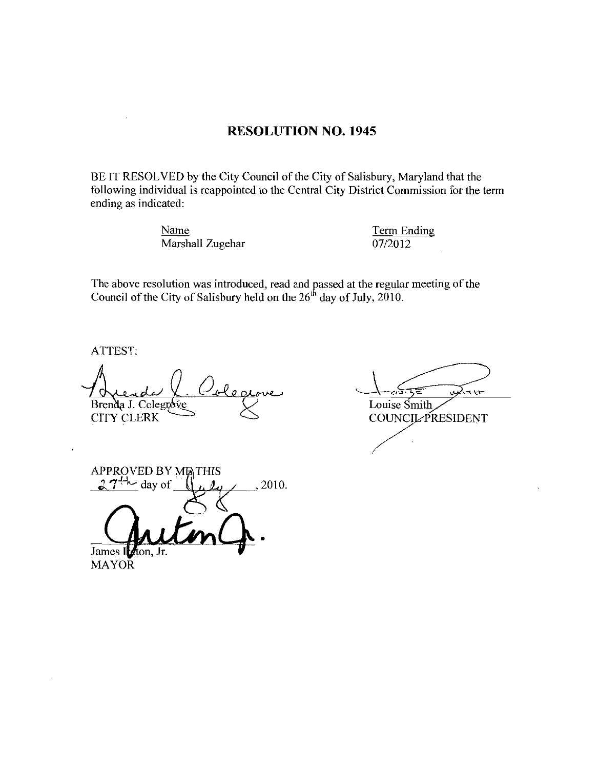# RESOLUTION NO. 1945

BE IT RESOLVED by the City Council of the City of Salisbury, Maryland that the following individual is reappointed to the Central City District Commission for the term ending as indicated:

| Name | Term Ending |
| --- | --- |
| Marshall Zugehar | 07/2012 |

The above resolution was introduced, read and passed at the regular meeting of the Council of the City of Salisbury held on the 26th day of July, 2010.

ATTEST:

Brenda J. Colegrove
CITY CLERK

Louise Smith
COUNCIL PRESIDENT

APPROVED BY ME THIS
27th day of July, 2010.

James Ireton, Jr.
MAYOR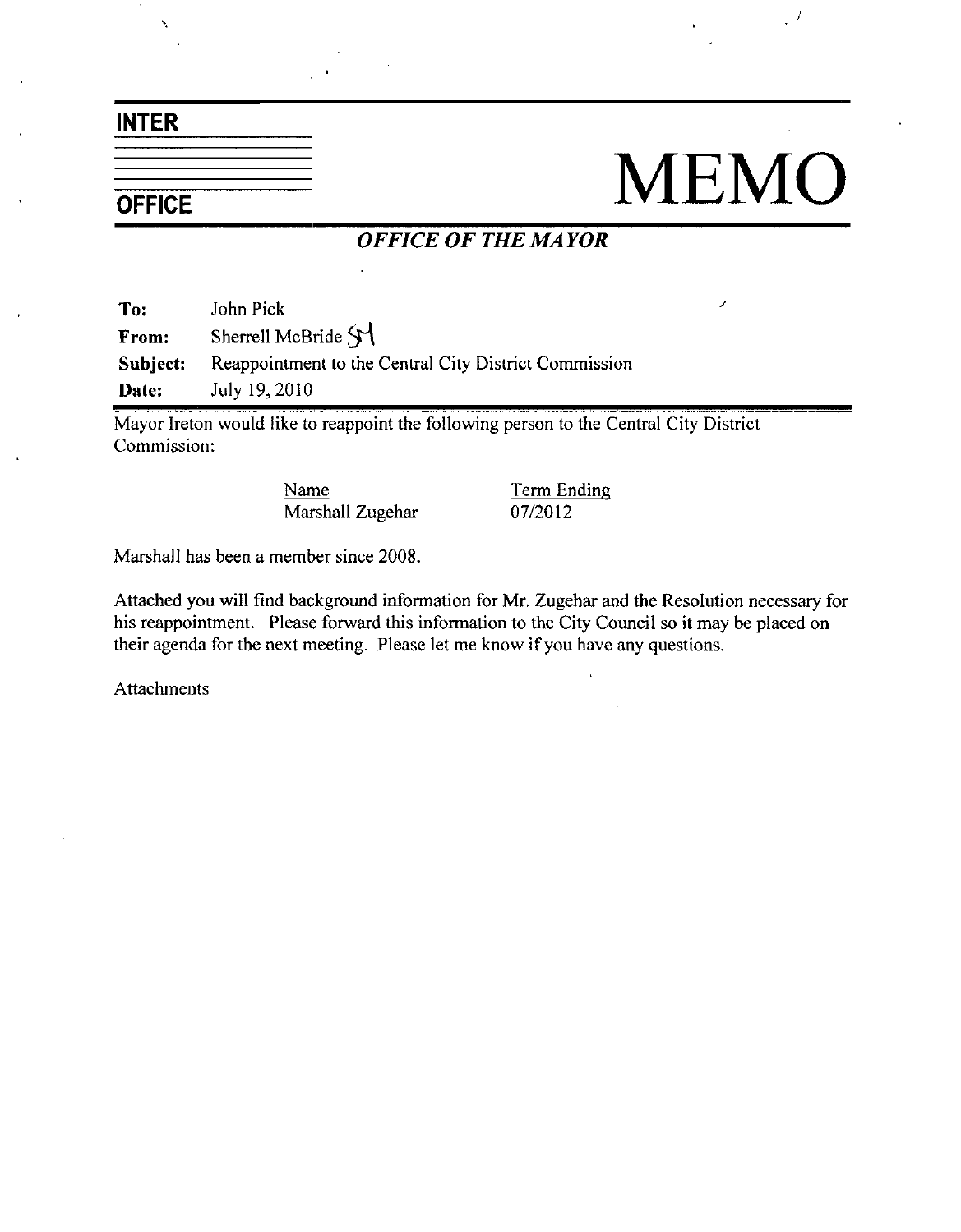**INTER**

**OFFICE**

# MEMO

***OFFICE OF THE MAYOR***

| | |
|---|---|
| **To:** | John Pick |
| **From:** | Sherrell McBride SM |
| **Subject:** | Reappointment to the Central City District Commission |
| **Date:** | July 19, 2010 |

Mayor Ireton would like to reappoint the following person to the Central City District Commission:

| Name | Term Ending |
|---|---|
| Marshall Zugehar | 07/2012 |

Marshall has been a member since 2008.

Attached you will find background information for Mr. Zugehar and the Resolution necessary for his reappointment. Please forward this information to the City Council so it may be placed on their agenda for the next meeting. Please let me know if you have any questions.

Attachments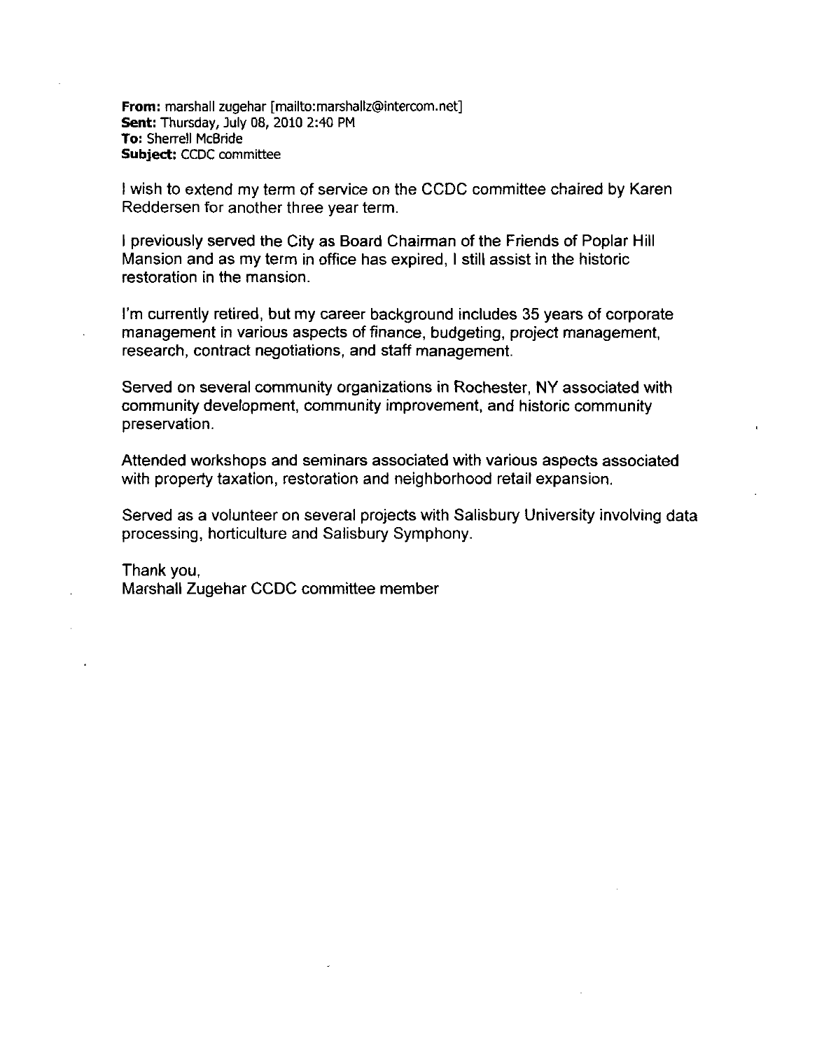**From:** marshall zugehar [mailto:marshallz@intercom.net]
**Sent:** Thursday, July 08, 2010 2:40 PM
**To:** Sherrell McBride
**Subject:** CCDC committee

I wish to extend my term of service on the CCDC committee chaired by Karen Reddersen for another three year term.

I previously served the City as Board Chairman of the Friends of Poplar Hill Mansion and as my term in office has expired, I still assist in the historic restoration in the mansion.

I'm currently retired, but my career background includes 35 years of corporate management in various aspects of finance, budgeting, project management, research, contract negotiations, and staff management.

Served on several community organizations in Rochester, NY associated with community development, community improvement, and historic community preservation.

Attended workshops and seminars associated with various aspects associated with property taxation, restoration and neighborhood retail expansion.

Served as a volunteer on several projects with Salisbury University involving data processing, horticulture and Salisbury Symphony.

Thank you,
Marshall Zugehar CCDC committee member